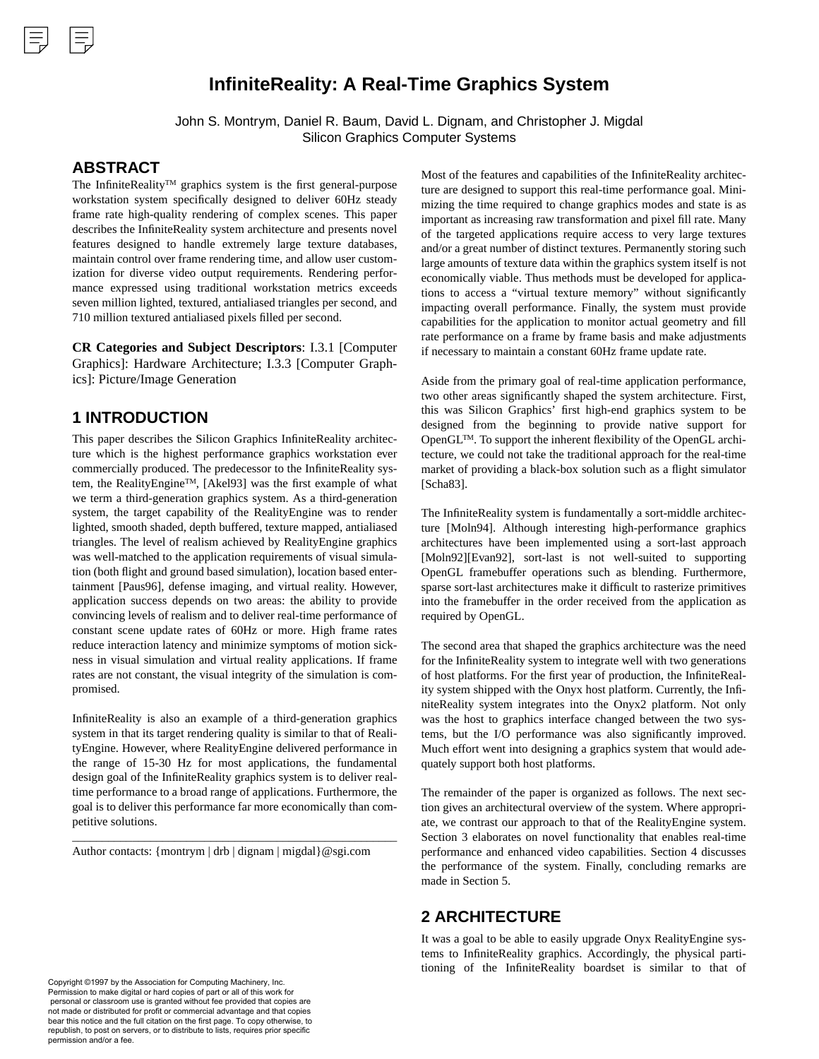# InfiniteReality: A Real-Time Graphics System

John S. Montrym, Daniel R. Baum, David L. Dignam, and Christopher J. Migdal
Silicon Graphics Computer Systems

## ABSTRACT

The InfiniteReality™ graphics system is the first general-purpose workstation system specifically designed to deliver 60Hz steady frame rate high-quality rendering of complex scenes. This paper describes the InfiniteReality system architecture and presents novel features designed to handle extremely large texture databases, maintain control over frame rendering time, and allow user customization for diverse video output requirements. Rendering performance expressed using traditional workstation metrics exceeds seven million lighted, textured, antialiased triangles per second, and 710 million textured antialiased pixels filled per second.

**CR Categories and Subject Descriptors**: I.3.1 [Computer Graphics]: Hardware Architecture; I.3.3 [Computer Graphics]: Picture/Image Generation

## 1 INTRODUCTION

This paper describes the Silicon Graphics InfiniteReality architecture which is the highest performance graphics workstation ever commercially produced. The predecessor to the InfiniteReality system, the RealityEngine™, [Akel93] was the first example of what we term a third-generation graphics system. As a third-generation system, the target capability of the RealityEngine was to render lighted, smooth shaded, depth buffered, texture mapped, antialiased triangles. The level of realism achieved by RealityEngine graphics was well-matched to the application requirements of visual simulation (both flight and ground based simulation), location based entertainment [Paus96], defense imaging, and virtual reality. However, application success depends on two areas: the ability to provide convincing levels of realism and to deliver real-time performance of constant scene update rates of 60Hz or more. High frame rates reduce interaction latency and minimize symptoms of motion sickness in visual simulation and virtual reality applications. If frame rates are not constant, the visual integrity of the simulation is compromised.

InfiniteReality is also an example of a third-generation graphics system in that its target rendering quality is similar to that of RealityEngine. However, where RealityEngine delivered performance in the range of 15-30 Hz for most applications, the fundamental design goal of the InfiniteReality graphics system is to deliver real-time performance to a broad range of applications. Furthermore, the goal is to deliver this performance far more economically than competitive solutions.

Author contacts: {montrym | drb | dignam | migdal}@sgi.com

Copyright ©1997 by the Association for Computing Machinery, Inc. Permission to make digital or hard copies of part or all of this work for personal or classroom use is granted without fee provided that copies are not made or distributed for profit or commercial advantage and that copies bear this notice and the full citation on the first page. To copy otherwise, to republish, to post on servers, or to distribute to lists, requires prior specific permission and/or a fee.

Most of the features and capabilities of the InfiniteReality architecture are designed to support this real-time performance goal. Minimizing the time required to change graphics modes and state is as important as increasing raw transformation and pixel fill rate. Many of the targeted applications require access to very large textures and/or a great number of distinct textures. Permanently storing such large amounts of texture data within the graphics system itself is not economically viable. Thus methods must be developed for applications to access a "virtual texture memory" without significantly impacting overall performance. Finally, the system must provide capabilities for the application to monitor actual geometry and fill rate performance on a frame by frame basis and make adjustments if necessary to maintain a constant 60Hz frame update rate.

Aside from the primary goal of real-time application performance, two other areas significantly shaped the system architecture. First, this was Silicon Graphics' first high-end graphics system to be designed from the beginning to provide native support for OpenGL™. To support the inherent flexibility of the OpenGL architecture, we could not take the traditional approach for the real-time market of providing a black-box solution such as a flight simulator [Scha83].

The InfiniteReality system is fundamentally a sort-middle architecture [Moln94]. Although interesting high-performance graphics architectures have been implemented using a sort-last approach [Moln92][Evan92], sort-last is not well-suited to supporting OpenGL framebuffer operations such as blending. Furthermore, sparse sort-last architectures make it difficult to rasterize primitives into the framebuffer in the order received from the application as required by OpenGL.

The second area that shaped the graphics architecture was the need for the InfiniteReality system to integrate well with two generations of host platforms. For the first year of production, the InfiniteReality system shipped with the Onyx host platform. Currently, the InfiniteReality system integrates into the Onyx2 platform. Not only was the host to graphics interface changed between the two systems, but the I/O performance was also significantly improved. Much effort went into designing a graphics system that would adequately support both host platforms.

The remainder of the paper is organized as follows. The next section gives an architectural overview of the system. Where appropriate, we contrast our approach to that of the RealityEngine system. Section 3 elaborates on novel functionality that enables real-time performance and enhanced video capabilities. Section 4 discusses the performance of the system. Finally, concluding remarks are made in Section 5.

## 2 ARCHITECTURE

It was a goal to be able to easily upgrade Onyx RealityEngine systems to InfiniteReality graphics. Accordingly, the physical partitioning of the InfiniteReality boardset is similar to that of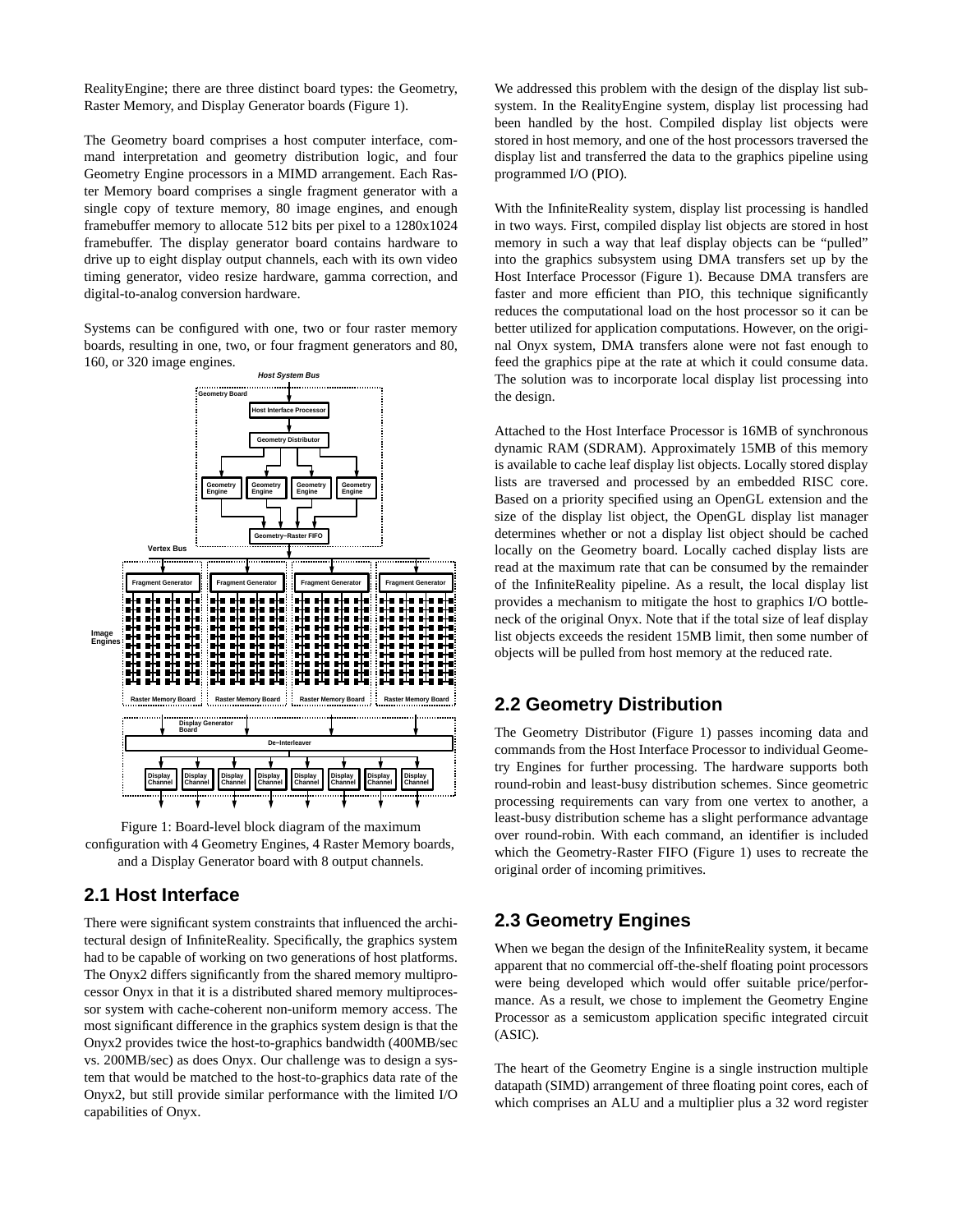RealityEngine; there are three distinct board types: the Geometry, Raster Memory, and Display Generator boards (Figure 1).

The Geometry board comprises a host computer interface, command interpretation and geometry distribution logic, and four Geometry Engine processors in a MIMD arrangement. Each Raster Memory board comprises a single fragment generator with a single copy of texture memory, 80 image engines, and enough framebuffer memory to allocate 512 bits per pixel to a 1280x1024 framebuffer. The display generator board contains hardware to drive up to eight display output channels, each with its own video timing generator, video resize hardware, gamma correction, and digital-to-analog conversion hardware.

Systems can be configured with one, two or four raster memory boards, resulting in one, two, or four fragment generators and 80, 160, or 320 image engines.

Host System Bus
Geometry Board
Host Interface Processor
Geometry Distributor
Geometry Engine
Geometry Engine
Geometry Engine
Geometry Engine
Geometry–Raster FIFO
Vertex Bus
Fragment Generator
Fragment Generator
Fragment Generator
Fragment Generator
Image Engines
Raster Memory Board
Raster Memory Board
Raster Memory Board
Raster Memory Board
Display Generator Board
De–Interleaver
Display Channel
Display Channel
Display Channel
Display Channel
Display Channel
Display Channel
Display Channel
Display Channel

Figure 1: Board-level block diagram of the maximum configuration with 4 Geometry Engines, 4 Raster Memory boards, and a Display Generator board with 8 output channels.

## 2.1 Host Interface

There were significant system constraints that influenced the architectural design of InfiniteReality. Specifically, the graphics system had to be capable of working on two generations of host platforms. The Onyx2 differs significantly from the shared memory multiprocessor Onyx in that it is a distributed shared memory multiprocessor system with cache-coherent non-uniform memory access. The most significant difference in the graphics system design is that the Onyx2 provides twice the host-to-graphics bandwidth (400MB/sec vs. 200MB/sec) as does Onyx. Our challenge was to design a system that would be matched to the host-to-graphics data rate of the Onyx2, but still provide similar performance with the limited I/O capabilities of Onyx.

We addressed this problem with the design of the display list subsystem. In the RealityEngine system, display list processing had been handled by the host. Compiled display list objects were stored in host memory, and one of the host processors traversed the display list and transferred the data to the graphics pipeline using programmed I/O (PIO).

With the InfiniteReality system, display list processing is handled in two ways. First, compiled display list objects are stored in host memory in such a way that leaf display objects can be "pulled" into the graphics subsystem using DMA transfers set up by the Host Interface Processor (Figure 1). Because DMA transfers are faster and more efficient than PIO, this technique significantly reduces the computational load on the host processor so it can be better utilized for application computations. However, on the original Onyx system, DMA transfers alone were not fast enough to feed the graphics pipe at the rate at which it could consume data. The solution was to incorporate local display list processing into the design.

Attached to the Host Interface Processor is 16MB of synchronous dynamic RAM (SDRAM). Approximately 15MB of this memory is available to cache leaf display list objects. Locally stored display lists are traversed and processed by an embedded RISC core. Based on a priority specified using an OpenGL extension and the size of the display list object, the OpenGL display list manager determines whether or not a display list object should be cached locally on the Geometry board. Locally cached display lists are read at the maximum rate that can be consumed by the remainder of the InfiniteReality pipeline. As a result, the local display list provides a mechanism to mitigate the host to graphics I/O bottleneck of the original Onyx. Note that if the total size of leaf display list objects exceeds the resident 15MB limit, then some number of objects will be pulled from host memory at the reduced rate.

## 2.2 Geometry Distribution

The Geometry Distributor (Figure 1) passes incoming data and commands from the Host Interface Processor to individual Geometry Engines for further processing. The hardware supports both round-robin and least-busy distribution schemes. Since geometric processing requirements can vary from one vertex to another, a least-busy distribution scheme has a slight performance advantage over round-robin. With each command, an identifier is included which the Geometry-Raster FIFO (Figure 1) uses to recreate the original order of incoming primitives.

## 2.3 Geometry Engines

When we began the design of the InfiniteReality system, it became apparent that no commercial off-the-shelf floating point processors were being developed which would offer suitable price/performance. As a result, we chose to implement the Geometry Engine Processor as a semicustom application specific integrated circuit (ASIC).

The heart of the Geometry Engine is a single instruction multiple datapath (SIMD) arrangement of three floating point cores, each of which comprises an ALU and a multiplier plus a 32 word register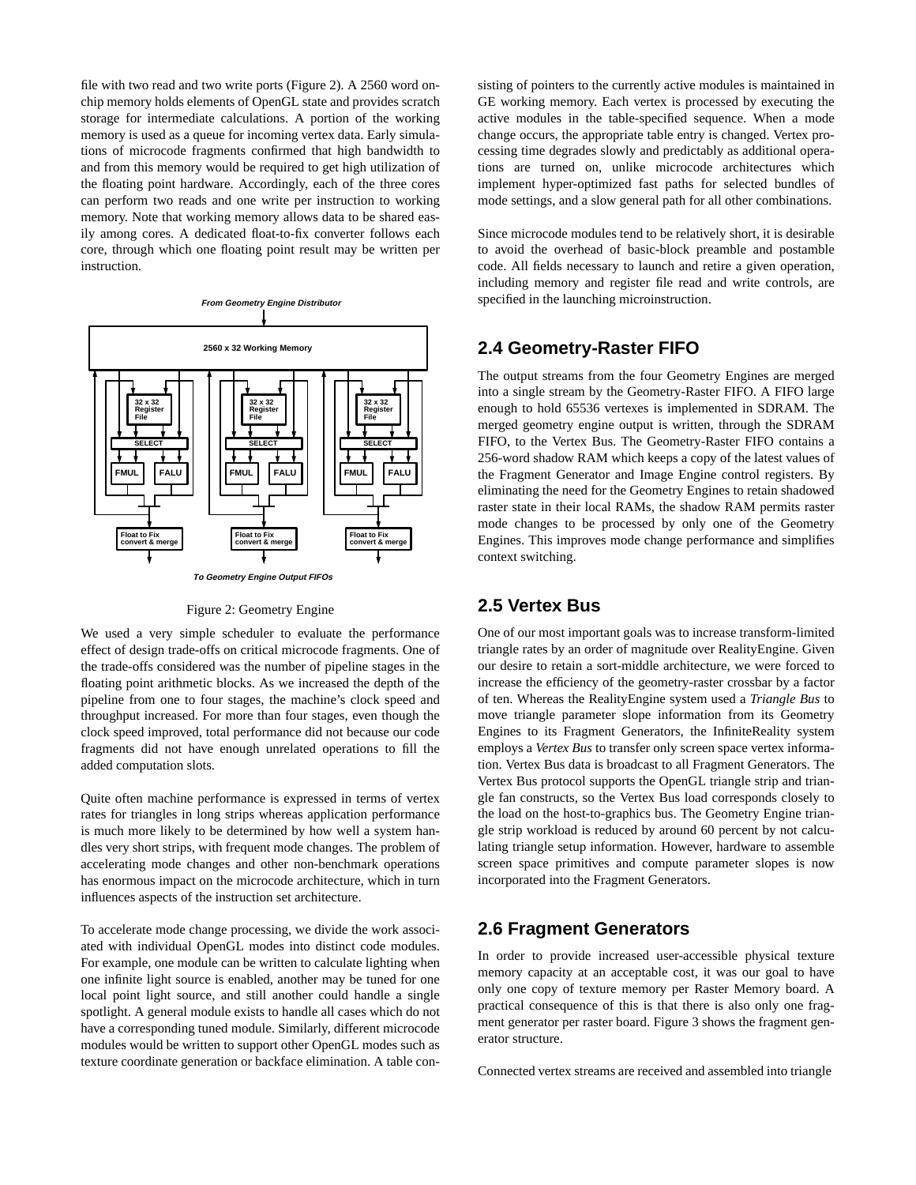file with two read and two write ports (Figure 2). A 2560 word on-chip memory holds elements of OpenGL state and provides scratch storage for intermediate calculations. A portion of the working memory is used as a queue for incoming vertex data. Early simulations of microcode fragments confirmed that high bandwidth to and from this memory would be required to get high utilization of the floating point hardware. Accordingly, each of the three cores can perform two reads and one write per instruction to working memory. Note that working memory allows data to be shared easily among cores. A dedicated float-to-fix converter follows each core, through which one floating point result may be written per instruction.

From Geometry Engine Distributor

2560 x 32 Working Memory

32 x 32 Register File

SELECT

FMUL

FALU

Float to Fix convert & merge

To Geometry Engine Output FIFOs

Figure 2: Geometry Engine

We used a very simple scheduler to evaluate the performance effect of design trade-offs on critical microcode fragments. One of the trade-offs considered was the number of pipeline stages in the floating point arithmetic blocks. As we increased the depth of the pipeline from one to four stages, the machine's clock speed and throughput increased. For more than four stages, even though the clock speed improved, total performance did not because our code fragments did not have enough unrelated operations to fill the added computation slots.

Quite often machine performance is expressed in terms of vertex rates for triangles in long strips whereas application performance is much more likely to be determined by how well a system handles very short strips, with frequent mode changes. The problem of accelerating mode changes and other non-benchmark operations has enormous impact on the microcode architecture, which in turn influences aspects of the instruction set architecture.

To accelerate mode change processing, we divide the work associated with individual OpenGL modes into distinct code modules. For example, one module can be written to calculate lighting when one infinite light source is enabled, another may be tuned for one local point light source, and still another could handle a single spotlight. A general module exists to handle all cases which do not have a corresponding tuned module. Similarly, different microcode modules would be written to support other OpenGL modes such as texture coordinate generation or backface elimination. A table consisting of pointers to the currently active modules is maintained in GE working memory. Each vertex is processed by executing the active modules in the table-specified sequence. When a mode change occurs, the appropriate table entry is changed. Vertex processing time degrades slowly and predictably as additional operations are turned on, unlike microcode architectures which implement hyper-optimized fast paths for selected bundles of mode settings, and a slow general path for all other combinations.

Since microcode modules tend to be relatively short, it is desirable to avoid the overhead of basic-block preamble and postamble code. All fields necessary to launch and retire a given operation, including memory and register file read and write controls, are specified in the launching microinstruction.

## 2.4 Geometry-Raster FIFO

The output streams from the four Geometry Engines are merged into a single stream by the Geometry-Raster FIFO. A FIFO large enough to hold 65536 vertexes is implemented in SDRAM. The merged geometry engine output is written, through the SDRAM FIFO, to the Vertex Bus. The Geometry-Raster FIFO contains a 256-word shadow RAM which keeps a copy of the latest values of the Fragment Generator and Image Engine control registers. By eliminating the need for the Geometry Engines to retain shadowed raster state in their local RAMs, the shadow RAM permits raster mode changes to be processed by only one of the Geometry Engines. This improves mode change performance and simplifies context switching.

## 2.5 Vertex Bus

One of our most important goals was to increase transform-limited triangle rates by an order of magnitude over RealityEngine. Given our desire to retain a sort-middle architecture, we were forced to increase the efficiency of the geometry-raster crossbar by a factor of ten. Whereas the RealityEngine system used a *Triangle Bus* to move triangle parameter slope information from its Geometry Engines to its Fragment Generators, the InfiniteReality system employs a *Vertex Bus* to transfer only screen space vertex information. Vertex Bus data is broadcast to all Fragment Generators. The Vertex Bus protocol supports the OpenGL triangle strip and triangle fan constructs, so the Vertex Bus load corresponds closely to the load on the host-to-graphics bus. The Geometry Engine triangle strip workload is reduced by around 60 percent by not calculating triangle setup information. However, hardware to assemble screen space primitives and compute parameter slopes is now incorporated into the Fragment Generators.

## 2.6 Fragment Generators

In order to provide increased user-accessible physical texture memory capacity at an acceptable cost, it was our goal to have only one copy of texture memory per Raster Memory board. A practical consequence of this is that there is also only one fragment generator per raster board. Figure 3 shows the fragment generator structure.

Connected vertex streams are received and assembled into triangle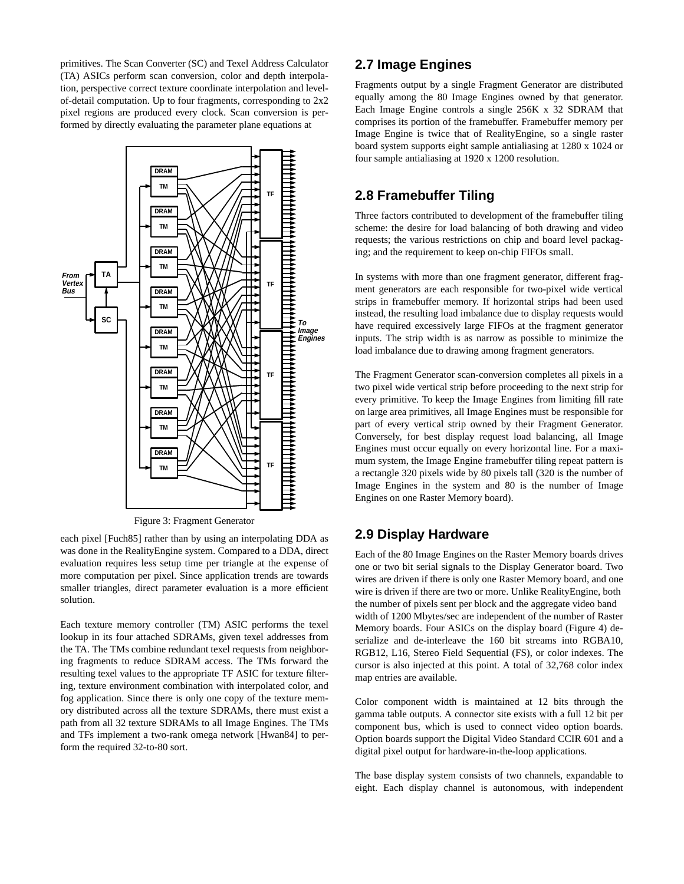primitives. The Scan Converter (SC) and Texel Address Calculator (TA) ASICs perform scan conversion, color and depth interpolation, perspective correct texture coordinate interpolation and level-of-detail computation. Up to four fragments, corresponding to 2x2 pixel regions are produced every clock. Scan conversion is performed by directly evaluating the parameter plane equations at each pixel [Fuch85] rather than by using an interpolating DDA as was done in the RealityEngine system. Compared to a DDA, direct evaluation requires less setup time per triangle at the expense of more computation per pixel. Since application trends are towards smaller triangles, direct parameter evaluation is a more efficient solution.

Figure 3: Fragment Generator

Each texture memory controller (TM) ASIC performs the texel lookup in its four attached SDRAMs, given texel addresses from the TA. The TMs combine redundant texel requests from neighboring fragments to reduce SDRAM access. The TMs forward the resulting texel values to the appropriate TF ASIC for texture filtering, texture environment combination with interpolated color, and fog application. Since there is only one copy of the texture memory distributed across all the texture SDRAMs, there must exist a path from all 32 texture SDRAMs to all Image Engines. The TMs and TFs implement a two-rank omega network [Hwan84] to perform the required 32-to-80 sort.

## 2.7 Image Engines

Fragments output by a single Fragment Generator are distributed equally among the 80 Image Engines owned by that generator. Each Image Engine controls a single 256K x 32 SDRAM that comprises its portion of the framebuffer. Framebuffer memory per Image Engine is twice that of RealityEngine, so a single raster board system supports eight sample antialiasing at 1280 x 1024 or four sample antialiasing at 1920 x 1200 resolution.

## 2.8 Framebuffer Tiling

Three factors contributed to development of the framebuffer tiling scheme: the desire for load balancing of both drawing and video requests; the various restrictions on chip and board level packaging; and the requirement to keep on-chip FIFOs small.

In systems with more than one fragment generator, different fragment generators are each responsible for two-pixel wide vertical strips in framebuffer memory. If horizontal strips had been used instead, the resulting load imbalance due to display requests would have required excessively large FIFOs at the fragment generator inputs. The strip width is as narrow as possible to minimize the load imbalance due to drawing among fragment generators.

The Fragment Generator scan-conversion completes all pixels in a two pixel wide vertical strip before proceeding to the next strip for every primitive. To keep the Image Engines from limiting fill rate on large area primitives, all Image Engines must be responsible for part of every vertical strip owned by their Fragment Generator. Conversely, for best display request load balancing, all Image Engines must occur equally on every horizontal line. For a maximum system, the Image Engine framebuffer tiling repeat pattern is a rectangle 320 pixels wide by 80 pixels tall (320 is the number of Image Engines in the system and 80 is the number of Image Engines on one Raster Memory board).

## 2.9 Display Hardware

Each of the 80 Image Engines on the Raster Memory boards drives one or two bit serial signals to the Display Generator board. Two wires are driven if there is only one Raster Memory board, and one wire is driven if there are two or more. Unlike RealityEngine, both the number of pixels sent per block and the aggregate video bandwidth of 1200 Mbytes/sec are independent of the number of Raster Memory boards. Four ASICs on the display board (Figure 4) de-serialize and de-interleave the 160 bit streams into RGBA10, RGB12, L16, Stereo Field Sequential (FS), or color indexes. The cursor is also injected at this point. A total of 32,768 color index map entries are available.

Color component width is maintained at 12 bits through the gamma table outputs. A connector site exists with a full 12 bit per component bus, which is used to connect video option boards. Option boards support the Digital Video Standard CCIR 601 and a digital pixel output for hardware-in-the-loop applications.

The base display system consists of two channels, expandable to eight. Each display channel is autonomous, with independent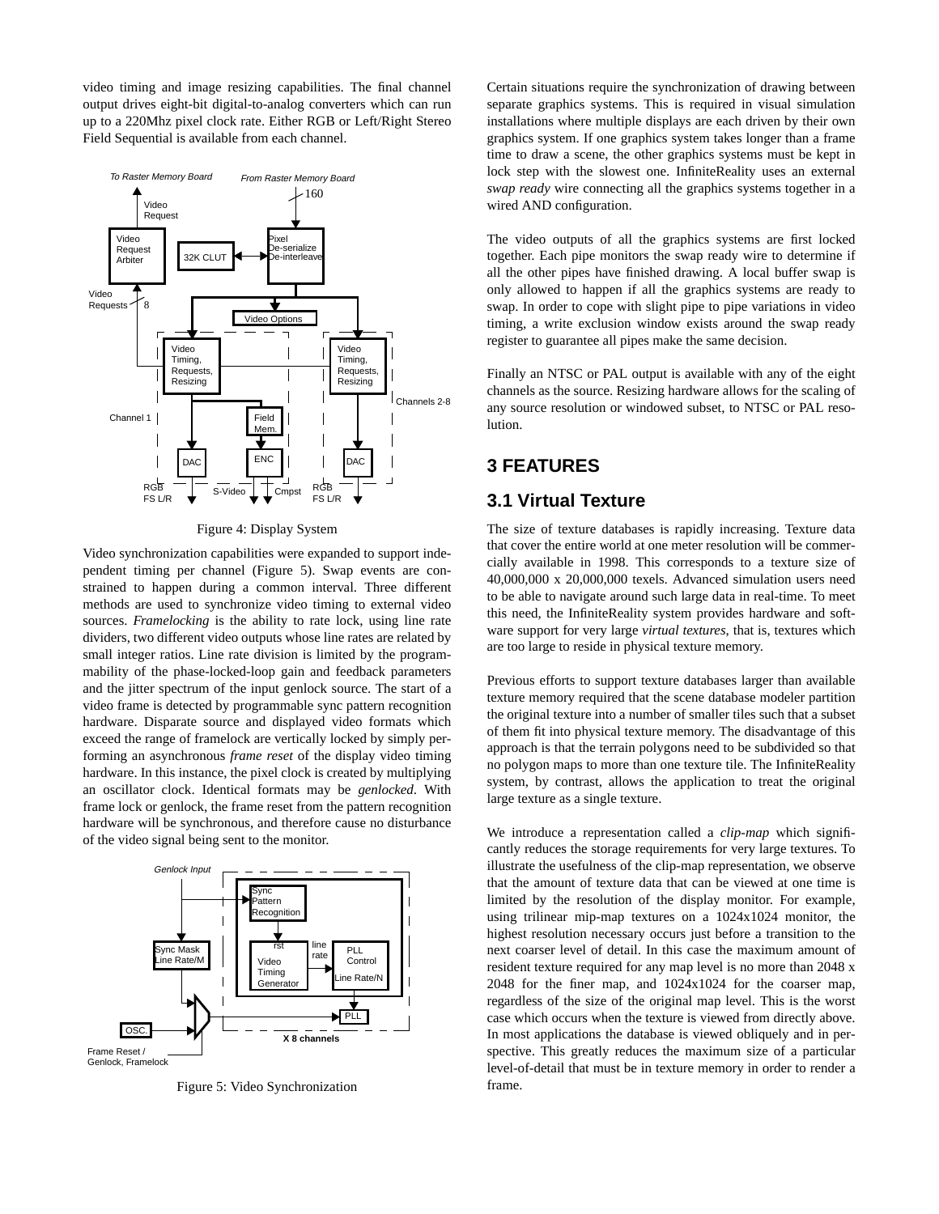video timing and image resizing capabilities. The final channel output drives eight-bit digital-to-analog converters which can run up to a 220Mhz pixel clock rate. Either RGB or Left/Right Stereo Field Sequential is available from each channel.

To Raster Memory Board
From Raster Memory Board
160
Video Request
Video Request Arbiter
32K CLUT
Pixel De-serialize De-interleave
Video Requests
8
Video Options
Video Timing, Requests, Resizing
Video Timing, Requests, Resizing
Channels 2-8
Channel 1
Field Mem.
DAC
ENC
DAC
RGB FS L/R
S-Video
Cmpst
RGB FS L/R

Figure 4: Display System

Video synchronization capabilities were expanded to support independent timing per channel (Figure 5). Swap events are constrained to happen during a common interval. Three different methods are used to synchronize video timing to external video sources. *Framelocking* is the ability to rate lock, using line rate dividers, two different video outputs whose line rates are related by small integer ratios. Line rate division is limited by the programmability of the phase-locked-loop gain and feedback parameters and the jitter spectrum of the input genlock source. The start of a video frame is detected by programmable sync pattern recognition hardware. Disparate source and displayed video formats which exceed the range of framelock are vertically locked by simply performing an asynchronous *frame reset* of the display video timing hardware. In this instance, the pixel clock is created by multiplying an oscillator clock. Identical formats may be *genlocked*. With frame lock or genlock, the frame reset from the pattern recognition hardware will be synchronous, and therefore cause no disturbance of the video signal being sent to the monitor.

Genlock Input
Sync Pattern Recognition
Sync Mask Line Rate/M
rst
Video Timing Generator
line rate
PLL Control Line Rate/N
PLL
OSC.
X 8 channels
Frame Reset / Genlock, Framelock

Figure 5: Video Synchronization

Certain situations require the synchronization of drawing between separate graphics systems. This is required in visual simulation installations where multiple displays are each driven by their own graphics system. If one graphics system takes longer than a frame time to draw a scene, the other graphics systems must be kept in lock step with the slowest one. InfiniteReality uses an external *swap ready* wire connecting all the graphics systems together in a wired AND configuration.

The video outputs of all the graphics systems are first locked together. Each pipe monitors the swap ready wire to determine if all the other pipes have finished drawing. A local buffer swap is only allowed to happen if all the graphics systems are ready to swap. In order to cope with slight pipe to pipe variations in video timing, a write exclusion window exists around the swap ready register to guarantee all pipes make the same decision.

Finally an NTSC or PAL output is available with any of the eight channels as the source. Resizing hardware allows for the scaling of any source resolution or windowed subset, to NTSC or PAL resolution.

## 3 FEATURES

### 3.1 Virtual Texture

The size of texture databases is rapidly increasing. Texture data that cover the entire world at one meter resolution will be commercially available in 1998. This corresponds to a texture size of 40,000,000 x 20,000,000 texels. Advanced simulation users need to be able to navigate around such large data in real-time. To meet this need, the InfiniteReality system provides hardware and software support for very large *virtual textures*, that is, textures which are too large to reside in physical texture memory.

Previous efforts to support texture databases larger than available texture memory required that the scene database modeler partition the original texture into a number of smaller tiles such that a subset of them fit into physical texture memory. The disadvantage of this approach is that the terrain polygons need to be subdivided so that no polygon maps to more than one texture tile. The InfiniteReality system, by contrast, allows the application to treat the original large texture as a single texture.

We introduce a representation called a *clip-map* which significantly reduces the storage requirements for very large textures. To illustrate the usefulness of the clip-map representation, we observe that the amount of texture data that can be viewed at one time is limited by the resolution of the display monitor. For example, using trilinear mip-map textures on a 1024x1024 monitor, the highest resolution necessary occurs just before a transition to the next coarser level of detail. In this case the maximum amount of resident texture required for any map level is no more than 2048 x 2048 for the finer map, and 1024x1024 for the coarser map, regardless of the size of the original map level. This is the worst case which occurs when the texture is viewed from directly above. In most applications the database is viewed obliquely and in perspective. This greatly reduces the maximum size of a particular level-of-detail that must be in texture memory in order to render a frame.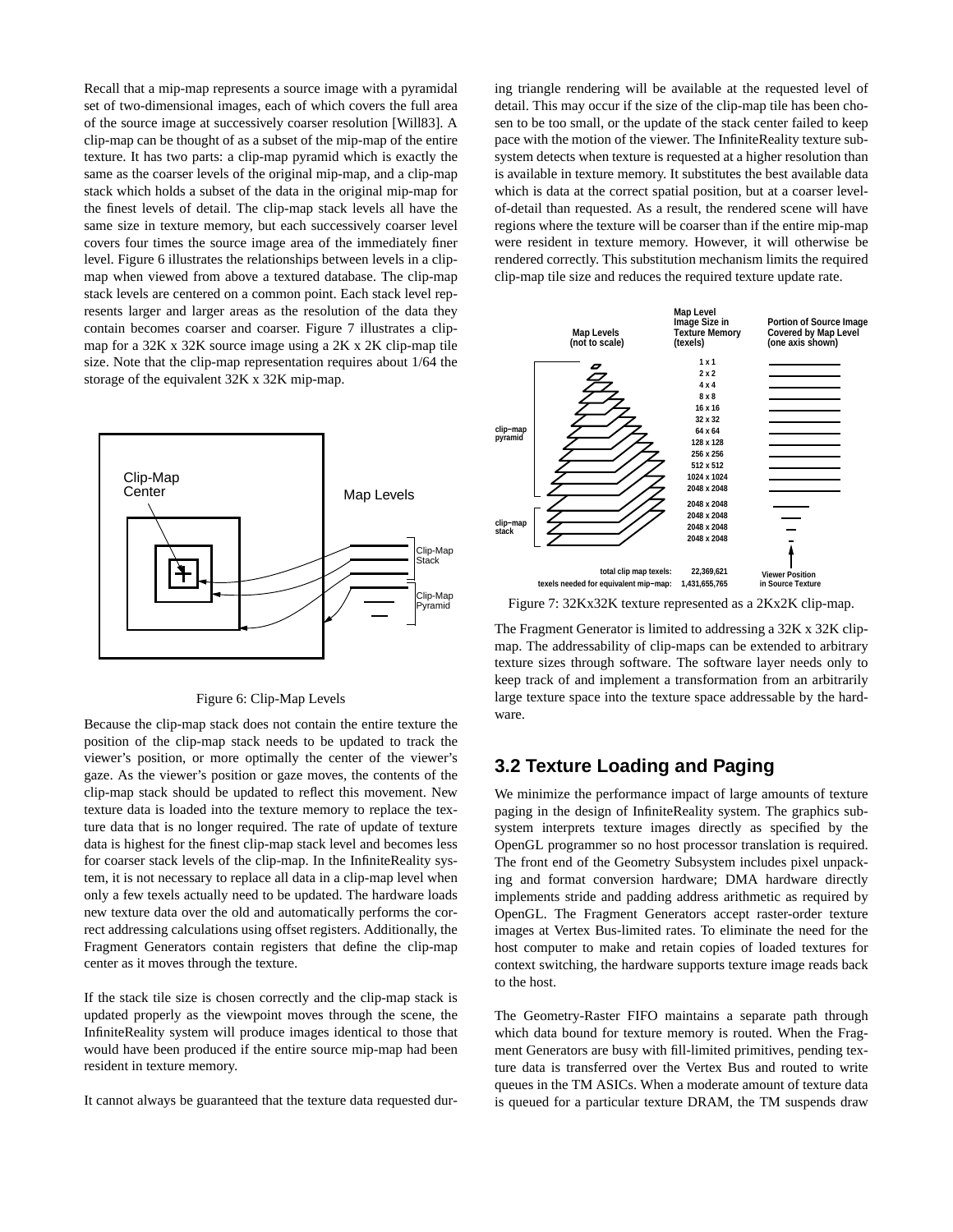Recall that a mip-map represents a source image with a pyramidal set of two-dimensional images, each of which covers the full area of the source image at successively coarser resolution [Will83]. A clip-map can be thought of as a subset of the mip-map of the entire texture. It has two parts: a clip-map pyramid which is exactly the same as the coarser levels of the original mip-map, and a clip-map stack which holds a subset of the data in the original mip-map for the finest levels of detail. The clip-map stack levels all have the same size in texture memory, but each successively coarser level covers four times the source image area of the immediately finer level. Figure 6 illustrates the relationships between levels in a clip-map when viewed from above a textured database. The clip-map stack levels are centered on a common point. Each stack level represents larger and larger areas as the resolution of the data they contain becomes coarser and coarser. Figure 7 illustrates a clip-map for a 32K x 32K source image using a 2K x 2K clip-map tile size. Note that the clip-map representation requires about 1/64 the storage of the equivalent 32K x 32K mip-map.

Clip-Map Center

Map Levels

Clip-Map Stack

Clip-Map Pyramid

Figure 6: Clip-Map Levels

Because the clip-map stack does not contain the entire texture the position of the clip-map stack needs to be updated to track the viewer's position, or more optimally the center of the viewer's gaze. As the viewer's position or gaze moves, the contents of the clip-map stack should be updated to reflect this movement. New texture data is loaded into the texture memory to replace the texture data that is no longer required. The rate of update of texture data is highest for the finest clip-map stack level and becomes less for coarser stack levels of the clip-map. In the InfiniteReality system, it is not necessary to replace all data in a clip-map level when only a few texels actually need to be updated. The hardware loads new texture data over the old and automatically performs the correct addressing calculations using offset registers. Additionally, the Fragment Generators contain registers that define the clip-map center as it moves through the texture.

If the stack tile size is chosen correctly and the clip-map stack is updated properly as the viewpoint moves through the scene, the InfiniteReality system will produce images identical to those that would have been produced if the entire source mip-map had been resident in texture memory.

It cannot always be guaranteed that the texture data requested during triangle rendering will be available at the requested level of detail. This may occur if the size of the clip-map tile has been chosen to be too small, or the update of the stack center failed to keep pace with the motion of the viewer. The InfiniteReality texture subsystem detects when texture is requested at a higher resolution than is available in texture memory. It substitutes the best available data which is data at the correct spatial position, but at a coarser level-of-detail than requested. As a result, the rendered scene will have regions where the texture will be coarser than if the entire mip-map were resident in texture memory. However, it will otherwise be rendered correctly. This substitution mechanism limits the required clip-map tile size and reduces the required texture update rate.

Map Levels (not to scale)

Map Level Image Size in Texture Memory (texels)

Portion of Source Image Covered by Map Level (one axis shown)

clip−map pyramid

1 x 1
2 x 2
4 x 4
8 x 8
16 x 16
32 x 32
64 x 64
128 x 128
256 x 256
512 x 512
1024 x 1024
2048 x 2048

clip−map stack

2048 x 2048
2048 x 2048
2048 x 2048
2048 x 2048

total clip map texels: 22,369,621

texels needed for equivalent mip−map: 1,431,655,765

Viewer Position in Source Texture

Figure 7: 32Kx32K texture represented as a 2Kx2K clip-map.

The Fragment Generator is limited to addressing a 32K x 32K clip-map. The addressability of clip-maps can be extended to arbitrary texture sizes through software. The software layer needs only to keep track of and implement a transformation from an arbitrarily large texture space into the texture space addressable by the hardware.

## 3.2 Texture Loading and Paging

We minimize the performance impact of large amounts of texture paging in the design of InfiniteReality system. The graphics subsystem interprets texture images directly as specified by the OpenGL programmer so no host processor translation is required. The front end of the Geometry Subsystem includes pixel unpacking and format conversion hardware; DMA hardware directly implements stride and padding address arithmetic as required by OpenGL. The Fragment Generators accept raster-order texture images at Vertex Bus-limited rates. To eliminate the need for the host computer to make and retain copies of loaded textures for context switching, the hardware supports texture image reads back to the host.

The Geometry-Raster FIFO maintains a separate path through which data bound for texture memory is routed. When the Fragment Generators are busy with fill-limited primitives, pending texture data is transferred over the Vertex Bus and routed to write queues in the TM ASICs. When a moderate amount of texture data is queued for a particular texture DRAM, the TM suspends draw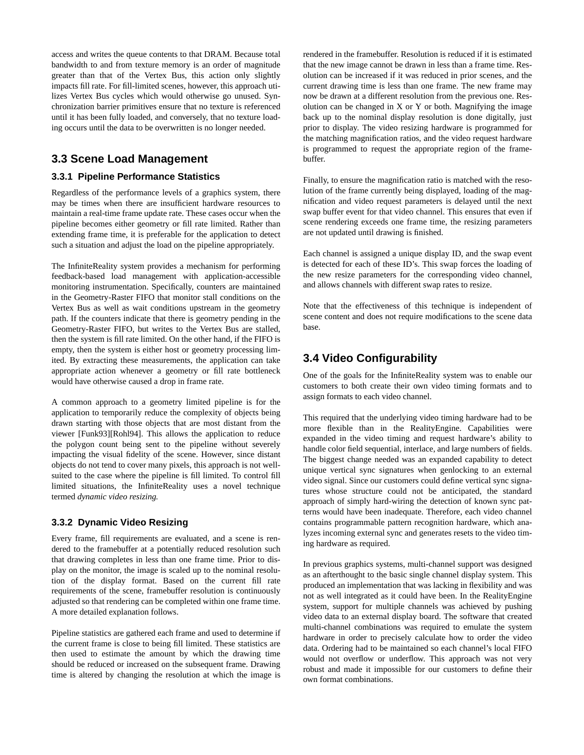access and writes the queue contents to that DRAM. Because total bandwidth to and from texture memory is an order of magnitude greater than that of the Vertex Bus, this action only slightly impacts fill rate. For fill-limited scenes, however, this approach utilizes Vertex Bus cycles which would otherwise go unused. Synchronization barrier primitives ensure that no texture is referenced until it has been fully loaded, and conversely, that no texture loading occurs until the data to be overwritten is no longer needed.

## 3.3 Scene Load Management

### 3.3.1 Pipeline Performance Statistics

Regardless of the performance levels of a graphics system, there may be times when there are insufficient hardware resources to maintain a real-time frame update rate. These cases occur when the pipeline becomes either geometry or fill rate limited. Rather than extending frame time, it is preferable for the application to detect such a situation and adjust the load on the pipeline appropriately.

The InfiniteReality system provides a mechanism for performing feedback-based load management with application-accessible monitoring instrumentation. Specifically, counters are maintained in the Geometry-Raster FIFO that monitor stall conditions on the Vertex Bus as well as wait conditions upstream in the geometry path. If the counters indicate that there is geometry pending in the Geometry-Raster FIFO, but writes to the Vertex Bus are stalled, then the system is fill rate limited. On the other hand, if the FIFO is empty, then the system is either host or geometry processing limited. By extracting these measurements, the application can take appropriate action whenever a geometry or fill rate bottleneck would have otherwise caused a drop in frame rate.

A common approach to a geometry limited pipeline is for the application to temporarily reduce the complexity of objects being drawn starting with those objects that are most distant from the viewer [Funk93][Rohl94]. This allows the application to reduce the polygon count being sent to the pipeline without severely impacting the visual fidelity of the scene. However, since distant objects do not tend to cover many pixels, this approach is not well-suited to the case where the pipeline is fill limited. To control fill limited situations, the InfiniteReality uses a novel technique termed *dynamic video resizing.*

### 3.3.2 Dynamic Video Resizing

Every frame, fill requirements are evaluated, and a scene is rendered to the framebuffer at a potentially reduced resolution such that drawing completes in less than one frame time. Prior to display on the monitor, the image is scaled up to the nominal resolution of the display format. Based on the current fill rate requirements of the scene, framebuffer resolution is continuously adjusted so that rendering can be completed within one frame time. A more detailed explanation follows.

Pipeline statistics are gathered each frame and used to determine if the current frame is close to being fill limited. These statistics are then used to estimate the amount by which the drawing time should be reduced or increased on the subsequent frame. Drawing time is altered by changing the resolution at which the image is rendered in the framebuffer. Resolution is reduced if it is estimated that the new image cannot be drawn in less than a frame time. Resolution can be increased if it was reduced in prior scenes, and the current drawing time is less than one frame. The new frame may now be drawn at a different resolution from the previous one. Resolution can be changed in X or Y or both. Magnifying the image back up to the nominal display resolution is done digitally, just prior to display. The video resizing hardware is programmed for the matching magnification ratios, and the video request hardware is programmed to request the appropriate region of the framebuffer.

Finally, to ensure the magnification ratio is matched with the resolution of the frame currently being displayed, loading of the magnification and video request parameters is delayed until the next swap buffer event for that video channel. This ensures that even if scene rendering exceeds one frame time, the resizing parameters are not updated until drawing is finished.

Each channel is assigned a unique display ID, and the swap event is detected for each of these ID's. This swap forces the loading of the new resize parameters for the corresponding video channel, and allows channels with different swap rates to resize.

Note that the effectiveness of this technique is independent of scene content and does not require modifications to the scene data base.

## 3.4 Video Configurability

One of the goals for the InfiniteReality system was to enable our customers to both create their own video timing formats and to assign formats to each video channel.

This required that the underlying video timing hardware had to be more flexible than in the RealityEngine. Capabilities were expanded in the video timing and request hardware's ability to handle color field sequential, interlace, and large numbers of fields. The biggest change needed was an expanded capability to detect unique vertical sync signatures when genlocking to an external video signal. Since our customers could define vertical sync signatures whose structure could not be anticipated, the standard approach of simply hard-wiring the detection of known sync patterns would have been inadequate. Therefore, each video channel contains programmable pattern recognition hardware, which analyzes incoming external sync and generates resets to the video timing hardware as required.

In previous graphics systems, multi-channel support was designed as an afterthought to the basic single channel display system. This produced an implementation that was lacking in flexibility and was not as well integrated as it could have been. In the RealityEngine system, support for multiple channels was achieved by pushing video data to an external display board. The software that created multi-channel combinations was required to emulate the system hardware in order to precisely calculate how to order the video data. Ordering had to be maintained so each channel's local FIFO would not overflow or underflow. This approach was not very robust and made it impossible for our customers to define their own format combinations.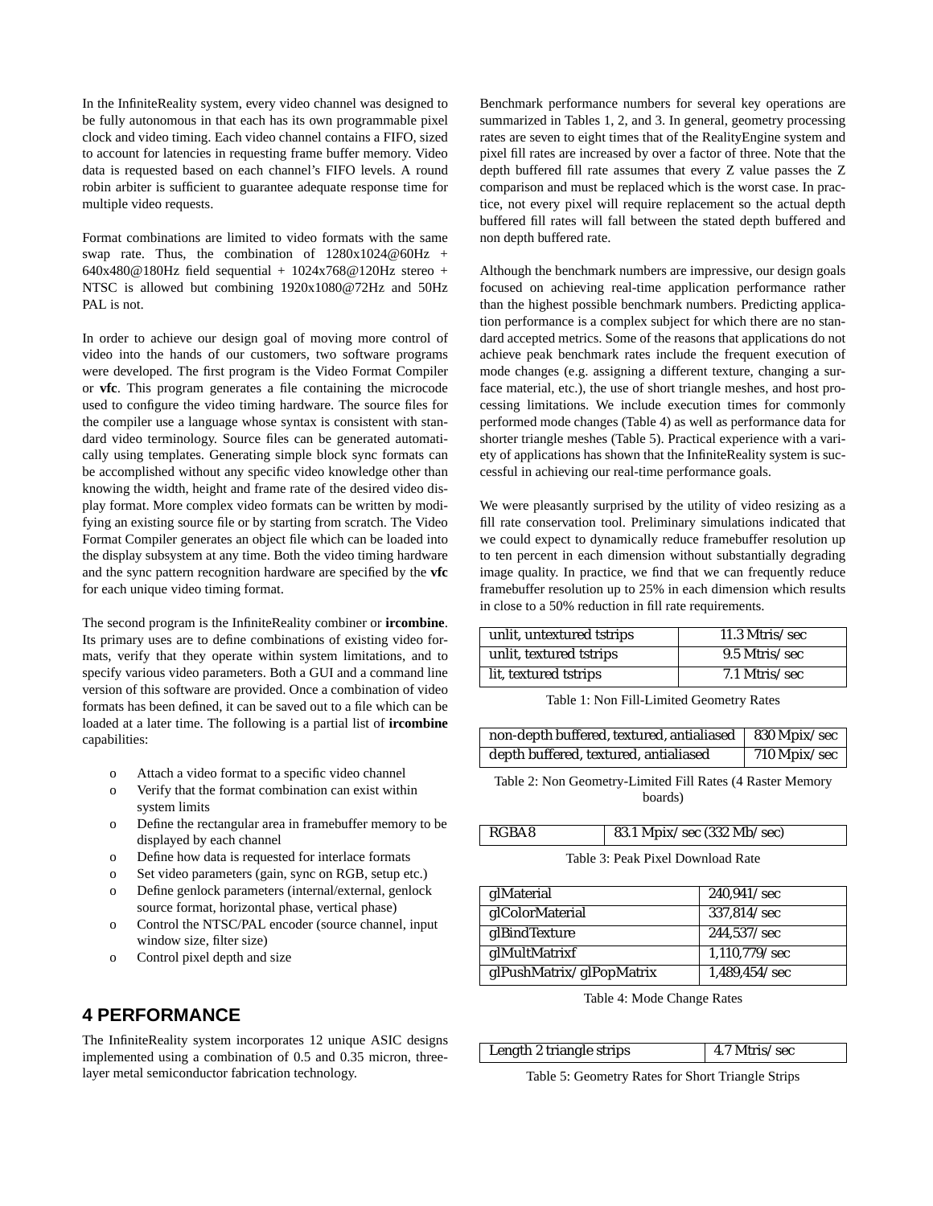In the InfiniteReality system, every video channel was designed to be fully autonomous in that each has its own programmable pixel clock and video timing. Each video channel contains a FIFO, sized to account for latencies in requesting frame buffer memory. Video data is requested based on each channel's FIFO levels. A round robin arbiter is sufficient to guarantee adequate response time for multiple video requests.

Format combinations are limited to video formats with the same swap rate. Thus, the combination of 1280x1024@60Hz + 640x480@180Hz field sequential + 1024x768@120Hz stereo + NTSC is allowed but combining 1920x1080@72Hz and 50Hz PAL is not.

In order to achieve our design goal of moving more control of video into the hands of our customers, two software programs were developed. The first program is the Video Format Compiler or **vfc**. This program generates a file containing the microcode used to configure the video timing hardware. The source files for the compiler use a language whose syntax is consistent with standard video terminology. Source files can be generated automatically using templates. Generating simple block sync formats can be accomplished without any specific video knowledge other than knowing the width, height and frame rate of the desired video display format. More complex video formats can be written by modifying an existing source file or by starting from scratch. The Video Format Compiler generates an object file which can be loaded into the display subsystem at any time. Both the video timing hardware and the sync pattern recognition hardware are specified by the **vfc** for each unique video timing format.

The second program is the InfiniteReality combiner or **ircombine**. Its primary uses are to define combinations of existing video formats, verify that they operate within system limitations, and to specify various video parameters. Both a GUI and a command line version of this software are provided. Once a combination of video formats has been defined, it can be saved out to a file which can be loaded at a later time. The following is a partial list of **ircombine** capabilities:

- Attach a video format to a specific video channel
- Verify that the format combination can exist within system limits
- Define the rectangular area in framebuffer memory to be displayed by each channel
- Define how data is requested for interlace formats
- Set video parameters (gain, sync on RGB, setup etc.)
- Define genlock parameters (internal/external, genlock source format, horizontal phase, vertical phase)
- Control the NTSC/PAL encoder (source channel, input window size, filter size)
- Control pixel depth and size

## 4 PERFORMANCE

The InfiniteReality system incorporates 12 unique ASIC designs implemented using a combination of 0.5 and 0.35 micron, three-layer metal semiconductor fabrication technology.

Benchmark performance numbers for several key operations are summarized in Tables 1, 2, and 3. In general, geometry processing rates are seven to eight times that of the RealityEngine system and pixel fill rates are increased by over a factor of three. Note that the depth buffered fill rate assumes that every Z value passes the Z comparison and must be replaced which is the worst case. In practice, not every pixel will require replacement so the actual depth buffered fill rates will fall between the stated depth buffered and non depth buffered rate.

Although the benchmark numbers are impressive, our design goals focused on achieving real-time application performance rather than the highest possible benchmark numbers. Predicting application performance is a complex subject for which there are no standard accepted metrics. Some of the reasons that applications do not achieve peak benchmark rates include the frequent execution of mode changes (e.g. assigning a different texture, changing a surface material, etc.), the use of short triangle meshes, and host processing limitations. We include execution times for commonly performed mode changes (Table 4) as well as performance data for shorter triangle meshes (Table 5). Practical experience with a variety of applications has shown that the InfiniteReality system is successful in achieving our real-time performance goals.

We were pleasantly surprised by the utility of video resizing as a fill rate conservation tool. Preliminary simulations indicated that we could expect to dynamically reduce framebuffer resolution up to ten percent in each dimension without substantially degrading image quality. In practice, we find that we can frequently reduce framebuffer resolution up to 25% in each dimension which results in close to a 50% reduction in fill rate requirements.

| | |
|---|---|
| unlit, untextured tstrips | 11.3 Mtris/sec |
| unlit, textured tstrips | 9.5 Mtris/sec |
| lit, textured tstrips | 7.1 Mtris/sec |

Table 1: Non Fill-Limited Geometry Rates

| | |
|---|---|
| non-depth buffered, textured, antialiased | 830 Mpix/sec |
| depth buffered, textured, antialiased | 710 Mpix/sec |

Table 2: Non Geometry-Limited Fill Rates (4 Raster Memory boards)

| | |
|---|---|
| RGBA8 | 83.1 Mpix/sec (332 Mb/sec) |

Table 3: Peak Pixel Download Rate

| | |
|---|---|
| glMaterial | 240,941/sec |
| glColorMaterial | 337,814/sec |
| glBindTexture | 244,537/sec |
| glMultMatrixf | 1,110,779/sec |
| glPushMatrix/glPopMatrix | 1,489,454/sec |

Table 4: Mode Change Rates

| | |
|---|---|
| Length 2 triangle strips | 4.7 Mtris/sec |

Table 5: Geometry Rates for Short Triangle Strips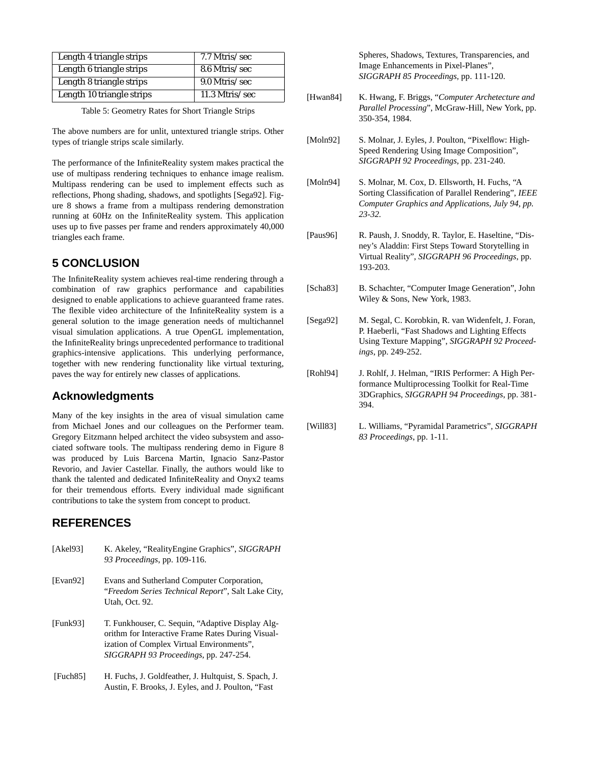| Length 4 triangle strips | 7.7 Mtris/sec |
|---|---|
| Length 6 triangle strips | 8.6 Mtris/sec |
| Length 8 triangle strips | 9.0 Mtris/sec |
| Length 10 triangle strips | 11.3 Mtris/sec |

Table 5: Geometry Rates for Short Triangle Strips

The above numbers are for unlit, untextured triangle strips. Other types of triangle strips scale similarly.

The performance of the InfiniteReality system makes practical the use of multipass rendering techniques to enhance image realism. Multipass rendering can be used to implement effects such as reflections, Phong shading, shadows, and spotlights [Sega92]. Figure 8 shows a frame from a multipass rendering demonstration running at 60Hz on the InfiniteReality system. This application uses up to five passes per frame and renders approximately 40,000 triangles each frame.

## 5 CONCLUSION

The InfiniteReality system achieves real-time rendering through a combination of raw graphics performance and capabilities designed to enable applications to achieve guaranteed frame rates. The flexible video architecture of the InfiniteReality system is a general solution to the image generation needs of multichannel visual simulation applications. A true OpenGL implementation, the InfiniteReality brings unprecedented performance to traditional graphics-intensive applications. This underlying performance, together with new rendering functionality like virtual texturing, paves the way for entirely new classes of applications.

## Acknowledgments

Many of the key insights in the area of visual simulation came from Michael Jones and our colleagues on the Performer team. Gregory Eitzmann helped architect the video subsystem and associated software tools. The multipass rendering demo in Figure 8 was produced by Luis Barcena Martin, Ignacio Sanz-Pastor Revorio, and Javier Castellar. Finally, the authors would like to thank the talented and dedicated InfiniteReality and Onyx2 teams for their tremendous efforts. Every individual made significant contributions to take the system from concept to product.

## REFERENCES

[Akel93] K. Akeley, "RealityEngine Graphics", *SIGGRAPH 93 Proceedings*, pp. 109-116.

[Evan92] Evans and Sutherland Computer Corporation, "*Freedom Series Technical Report*", Salt Lake City, Utah, Oct. 92.

[Funk93] T. Funkhouser, C. Sequin, "Adaptive Display Algorithm for Interactive Frame Rates During Visualization of Complex Virtual Environments", *SIGGRAPH 93 Proceedings*, pp. 247-254.

[Fuch85] H. Fuchs, J. Goldfeather, J. Hultquist, S. Spach, J. Austin, F. Brooks, J. Eyles, and J. Poulton, "Fast Spheres, Shadows, Textures, Transparencies, and Image Enhancements in Pixel-Planes", *SIGGRAPH 85 Proceedings*, pp. 111-120.

[Hwan84] K. Hwang, F. Briggs, "*Computer Archetecture and Parallel Processing*", McGraw-Hill, New York, pp. 350-354, 1984.

[Moln92] S. Molnar, J. Eyles, J. Poulton, "Pixelflow: High-Speed Rendering Using Image Composition", *SIGGRAPH 92 Proceedings*, pp. 231-240.

[Moln94] S. Molnar, M. Cox, D. Ellsworth, H. Fuchs, "A Sorting Classification of Parallel Rendering", *IEEE Computer Graphics and Applications, July 94, pp. 23-32.*

[Paus96] R. Pausch, J. Snoddy, R. Taylor, E. Haseltine, "Disney's Aladdin: First Steps Toward Storytelling in Virtual Reality", *SIGGRAPH 96 Proceedings*, pp. 193-203.

[Scha83] B. Schachter, "Computer Image Generation", John Wiley & Sons, New York, 1983.

[Sega92] M. Segal, C. Korobkin, R. van Widenfelt, J. Foran, P. Haeberli, "Fast Shadows and Lighting Effects Using Texture Mapping", *SIGGRAPH 92 Proceedings*, pp. 249-252.

[Rohl94] J. Rohlf, J. Helman, "IRIS Performer: A High Performance Multiprocessing Toolkit for Real-Time 3DGraphics, *SIGGRAPH 94 Proceedings*, pp. 381-394.

[Will83] L. Williams, "Pyramidal Parametrics", *SIGGRAPH 83 Proceedings*, pp. 1-11.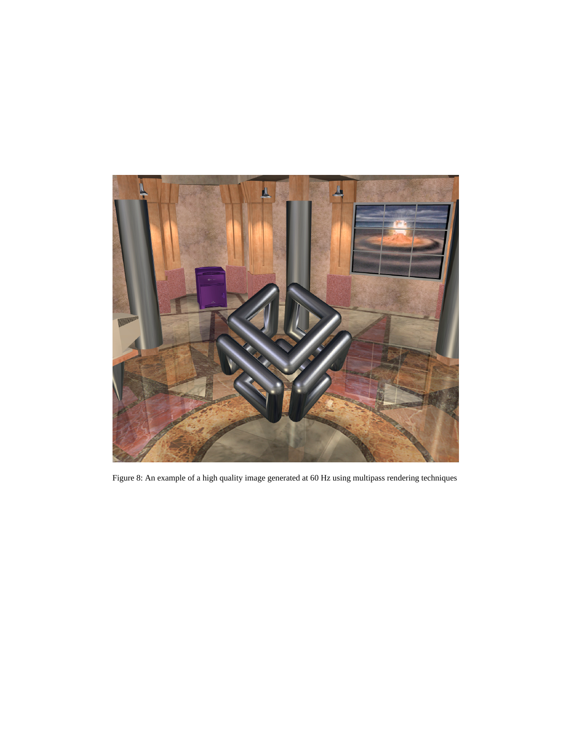Figure 8: An example of a high quality image generated at 60 Hz using multipass rendering techniques